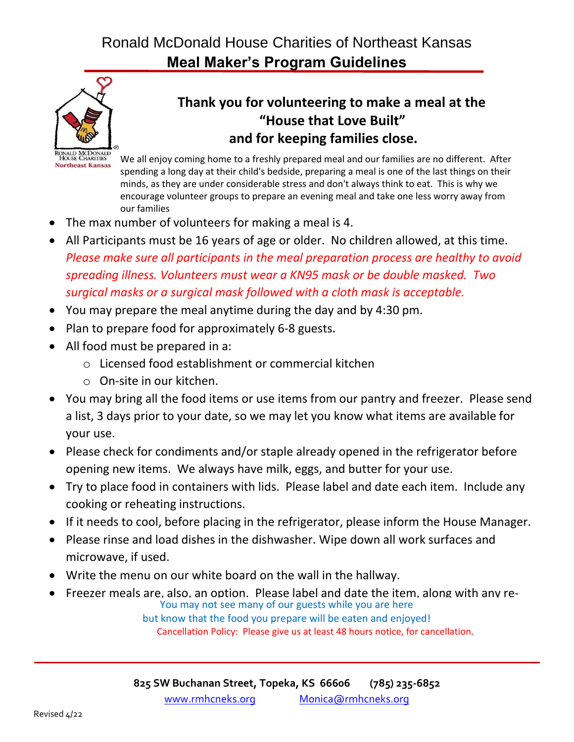# Ronald McDonald House Charities of Northeast Kansas

## Meal Maker's Program Guidelines

Ronald McDonald House Charities
Northeast Kansas

### Thank you for volunteering to make a meal at the "House that Love Built" and for keeping families close.

We all enjoy coming home to a freshly prepared meal and our families are no different. After spending a long day at their child's bedside, preparing a meal is one of the last things on their minds, as they are under considerable stress and don't always think to eat. This is why we encourage volunteer groups to prepare an evening meal and take one less worry away from our families

- The max number of volunteers for making a meal is 4.
- All Participants must be 16 years of age or older. No children allowed, at this time. *Please make sure all participants in the meal preparation process are healthy to avoid spreading illness. Volunteers must wear a KN95 mask or be double masked. Two surgical masks or a surgical mask followed with a cloth mask is acceptable.*
- You may prepare the meal anytime during the day and by 4:30 pm.
- Plan to prepare food for approximately 6-8 guests.
- All food must be prepared in a:
  - Licensed food establishment or commercial kitchen
  - On-site in our kitchen.
- You may bring all the food items or use items from our pantry and freezer. Please send a list, 3 days prior to your date, so we may let you know what items are available for your use.
- Please check for condiments and/or staple already opened in the refrigerator before opening new items. We always have milk, eggs, and butter for your use.
- Try to place food in containers with lids. Please label and date each item. Include any cooking or reheating instructions.
- If it needs to cool, before placing in the refrigerator, please inform the House Manager.
- Please rinse and load dishes in the dishwasher. Wipe down all work surfaces and microwave, if used.
- Write the menu on our white board on the wall in the hallway.
- Freezer meals are, also, an option. Please label and date the item, along with any re-

You may not see many of our guests while you are here
but know that the food you prepare will be eaten and enjoyed!

Cancellation Policy: Please give us at least 48 hours notice, for cancellation.

**825 SW Buchanan Street, Topeka, KS 66606 (785) 235-6852**

www.rmhcneks.org Monica@rmhcneks.org

Revised 4/22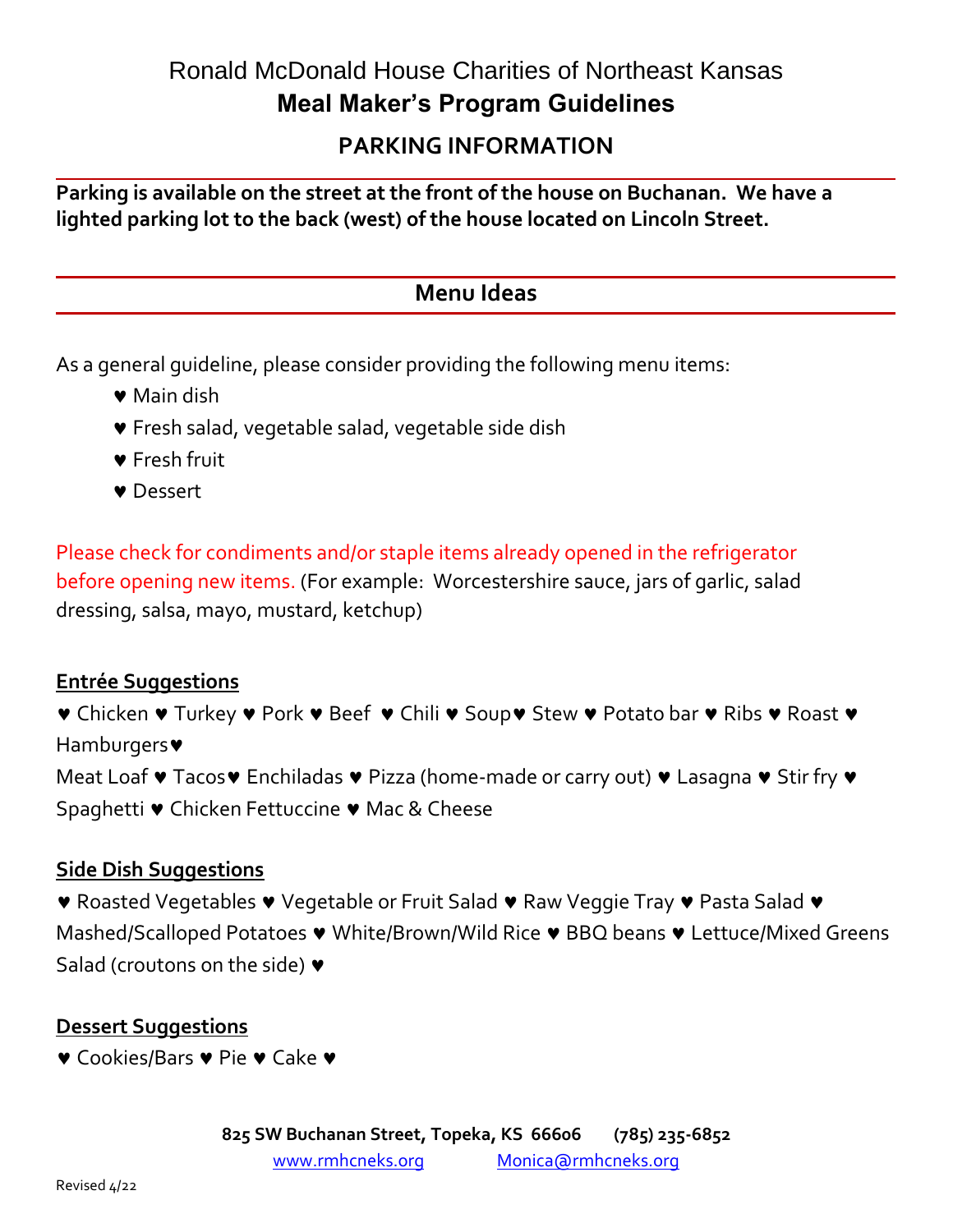# Ronald McDonald House Charities of Northeast Kansas

## Meal Maker's Program Guidelines

### PARKING INFORMATION

**Parking is available on the street at the front of the house on Buchanan. We have a lighted parking lot to the back (west) of the house located on Lincoln Street.**

### Menu Ideas

As a general guideline, please consider providing the following menu items:

- ♥ Main dish
- ♥ Fresh salad, vegetable salad, vegetable side dish
- ♥ Fresh fruit
- ♥ Dessert

Please check for condiments and/or staple items already opened in the refrigerator before opening new items. (For example: Worcestershire sauce, jars of garlic, salad dressing, salsa, mayo, mustard, ketchup)

**Entrée Suggestions**

♥ Chicken ♥ Turkey ♥ Pork ♥ Beef ♥ Chili ♥ Soup♥ Stew ♥ Potato bar ♥ Ribs ♥ Roast ♥ Hamburgers♥
Meat Loaf ♥ Tacos♥ Enchiladas ♥ Pizza (home-made or carry out) ♥ Lasagna ♥ Stir fry ♥ Spaghetti ♥ Chicken Fettuccine ♥ Mac & Cheese

**Side Dish Suggestions**

♥ Roasted Vegetables ♥ Vegetable or Fruit Salad ♥ Raw Veggie Tray ♥ Pasta Salad ♥ Mashed/Scalloped Potatoes ♥ White/Brown/Wild Rice ♥ BBQ beans ♥ Lettuce/Mixed Greens Salad (croutons on the side) ♥

**Dessert Suggestions**

♥ Cookies/Bars ♥ Pie ♥ Cake ♥

**825 SW Buchanan Street, Topeka, KS 66606 (785) 235-6852**

www.rmhcneks.org Monica@rmhcneks.org

Revised 4/22